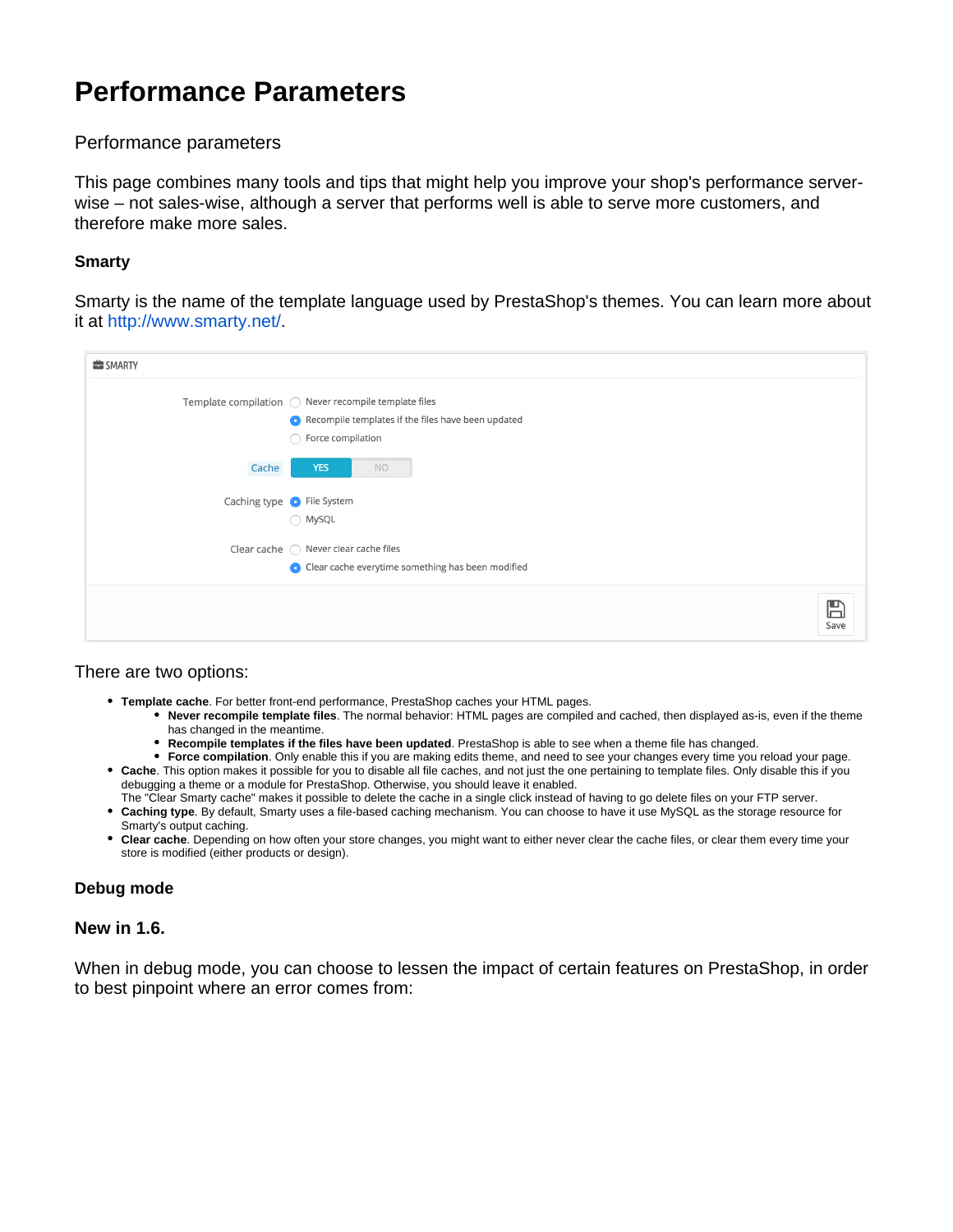# Performance Parameters

Performance parameters

This page combines many tools and tips that might help you improve your shop's performance server-wise – not sales-wise, although a server that performs well is able to serve more customers, and therefore make more sales.

### Smarty

Smarty is the name of the template language used by PrestaShop's themes. You can learn more about it at http://www.smarty.net/.

There are two options:

- **Template cache**. For better front-end performance, PrestaShop caches your HTML pages.
  - **Never recompile template files**. The normal behavior: HTML pages are compiled and cached, then displayed as-is, even if the theme has changed in the meantime.
  - **Recompile templates if the files have been updated**. PrestaShop is able to see when a theme file has changed.
  - **Force compilation**. Only enable this if you are making edits theme, and need to see your changes every time you reload your page.
- **Cache**. This option makes it possible for you to disable all file caches, and not just the one pertaining to template files. Only disable this if you debugging a theme or a module for PrestaShop. Otherwise, you should leave it enabled.
  The "Clear Smarty cache" makes it possible to delete the cache in a single click instead of having to go delete files on your FTP server.
- **Caching type**. By default, Smarty uses a file-based caching mechanism. You can choose to have it use MySQL as the storage resource for Smarty's output caching.
- **Clear cache**. Depending on how often your store changes, you might want to either never clear the cache files, or clear them every time your store is modified (either products or design).

### Debug mode

### New in 1.6.

When in debug mode, you can choose to lessen the impact of certain features on PrestaShop, in order to best pinpoint where an error comes from: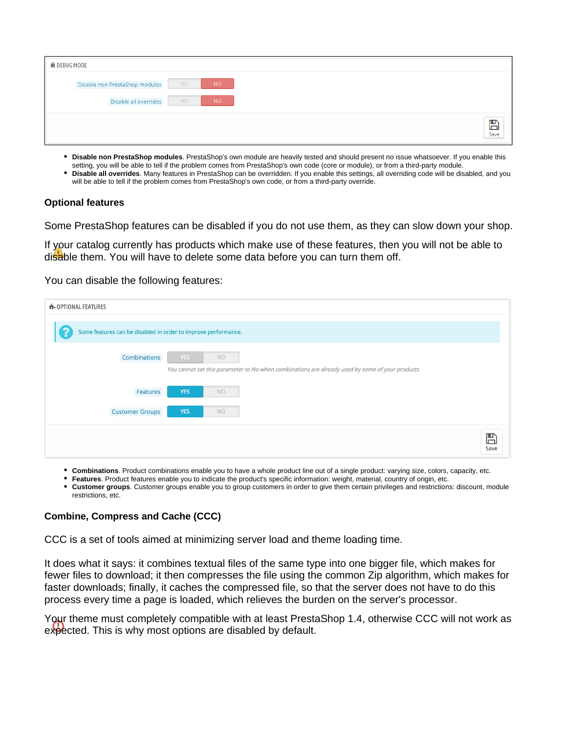- **Disable non PrestaShop modules**. PrestaShop's own module are heavily tested and should present no issue whatsoever. If you enable this setting, you will be able to tell if the problem comes from PrestaShop's own code (core or module), or from a third-party module.
- **Disable all overrides**. Many features in PrestaShop can be overridden. If you enable this settings, all overriding code will be disabled, and you will be able to tell if the problem comes from PrestaShop's own code, or from a third-party override.

### Optional features

Some PrestaShop features can be disabled if you do not use them, as they can slow down your shop.

If your catalog currently has products which make use of these features, then you will not be able to disable them. You will have to delete some data before you can turn them off.

You can disable the following features:

- **Combinations**. Product combinations enable you to have a whole product line out of a single product: varying size, colors, capacity, etc.
- **Features**. Product features enable you to indicate the product's specific information: weight, material, country of origin, etc.
- **Customer groups**. Customer groups enable you to group customers in order to give them certain privileges and restrictions: discount, module restrictions, etc.

### Combine, Compress and Cache (CCC)

CCC is a set of tools aimed at minimizing server load and theme loading time.

It does what it says: it combines textual files of the same type into one bigger file, which makes for fewer files to download; it then compresses the file using the common Zip algorithm, which makes for faster downloads; finally, it caches the compressed file, so that the server does not have to do this process every time a page is loaded, which relieves the burden on the server's processor.

Your theme must completely compatible with at least PrestaShop 1.4, otherwise CCC will not work as expected. This is why most options are disabled by default.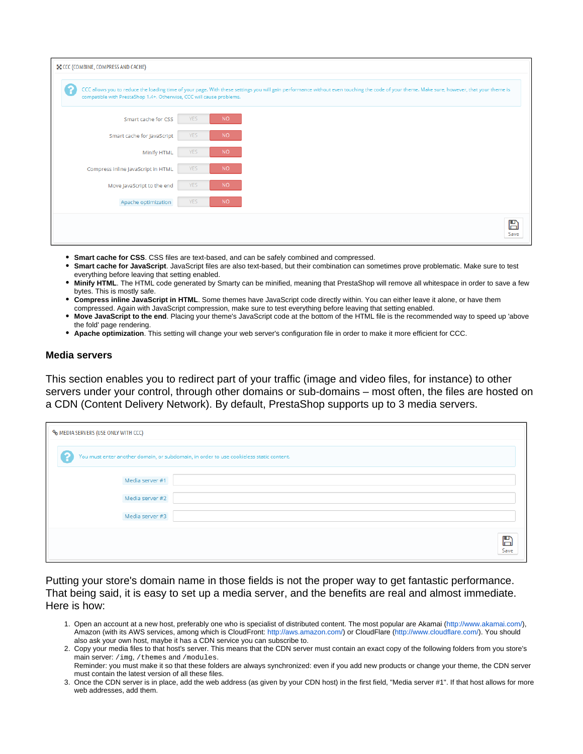CCC (COMBINE, COMPRESS AND CACHE)

CCC allows you to reduce the loading time of your page. With these settings you will gain performance without even touching the code of your theme. Make sure, however, that your theme is compatible with PrestaShop 1.4+. Otherwise, CCC will cause problems.

Smart cache for CSS YES NO

Smart cache for JavaScript YES NO

Minify HTML YES NO

Compress inline JavaScript in HTML YES NO

Move JavaScript to the end YES NO

Apache optimization YES NO

Save

- **Smart cache for CSS**. CSS files are text-based, and can be safely combined and compressed.
- **Smart cache for JavaScript**. JavaScript files are also text-based, but their combination can sometimes prove problematic. Make sure to test everything before leaving that setting enabled.
- **Minify HTML**. The HTML code generated by Smarty can be minified, meaning that PrestaShop will remove all whitespace in order to save a few bytes. This is mostly safe.
- **Compress inline JavaScript in HTML**. Some themes have JavaScript code directly within. You can either leave it alone, or have them compressed. Again with JavaScript compression, make sure to test everything before leaving that setting enabled.
- **Move JavaScript to the end**. Placing your theme's JavaScript code at the bottom of the HTML file is the recommended way to speed up 'above the fold' page rendering.
- **Apache optimization**. This setting will change your web server's configuration file in order to make it more efficient for CCC.

### Media servers

This section enables you to redirect part of your traffic (image and video files, for instance) to other servers under your control, through other domains or sub-domains – most often, the files are hosted on a CDN (Content Delivery Network). By default, PrestaShop supports up to 3 media servers.

MEDIA SERVERS (USE ONLY WITH CCC)

You must enter another domain, or subdomain, in order to use cookieless static content.

Media server #1

Media server #2

Media server #3

Save

Putting your store's domain name in those fields is not the proper way to get fantastic performance. That being said, it is easy to set up a media server, and the benefits are real and almost immediate. Here is how:

1. Open an account at a new host, preferably one who is specialist of distributed content. The most popular are Akamai (http://www.akamai.com/), Amazon (with its AWS services, among which is CloudFront: http://aws.amazon.com/) or CloudFlare (http://www.cloudflare.com/). You should also ask your own host, maybe it has a CDN service you can subscribe to.
2. Copy your media files to that host's server. This means that the CDN server must contain an exact copy of the following folders from you store's main server: `/img`, `/themes` and `/modules`.
   Reminder: you must make it so that these folders are always synchronized: even if you add new products or change your theme, the CDN server must contain the latest version of all these files.
3. Once the CDN server is in place, add the web address (as given by your CDN host) in the first field, "Media server #1". If that host allows for more web addresses, add them.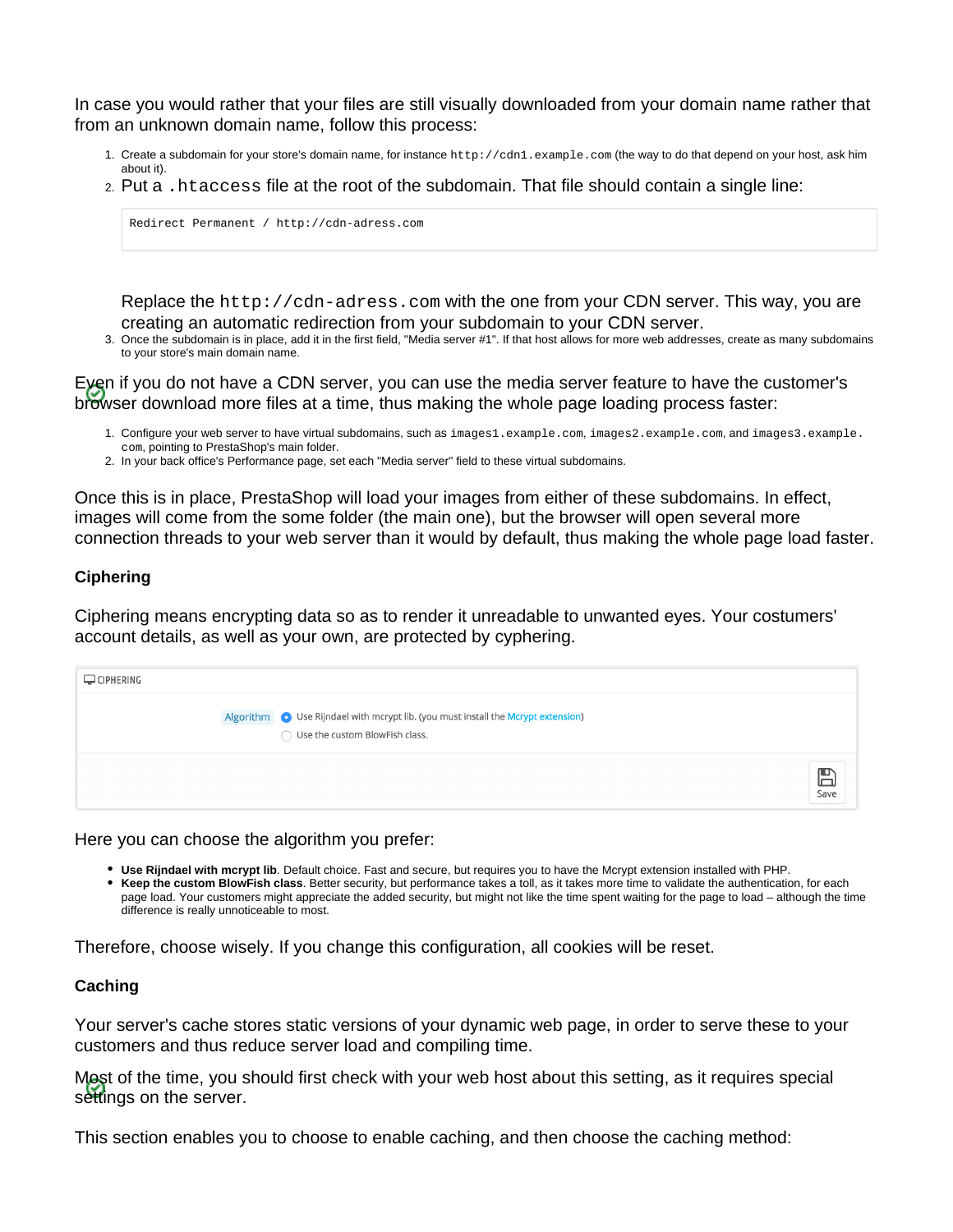In case you would rather that your files are still visually downloaded from your domain name rather that from an unknown domain name, follow this process:

1. Create a subdomain for your store's domain name, for instance `http://cdn1.example.com` (the way to do that depend on your host, ask him about it).
2. Put a `.htaccess` file at the root of the subdomain. That file should contain a single line:

   ```
   Redirect Permanent / http://cdn-adress.com
   ```

   Replace the `http://cdn-adress.com` with the one from your CDN server. This way, you are creating an automatic redirection from your subdomain to your CDN server.
3. Once the subdomain is in place, add it in the first field, "Media server #1". If that host allows for more web addresses, create as many subdomains to your store's main domain name.

Even if you do not have a CDN server, you can use the media server feature to have the customer's browser download more files at a time, thus making the whole page loading process faster:

1. Configure your web server to have virtual subdomains, such as `images1.example.com`, `images2.example.com`, and `images3.example.com`, pointing to PrestaShop's main folder.
2. In your back office's Performance page, set each "Media server" field to these virtual subdomains.

Once this is in place, PrestaShop will load your images from either of these subdomains. In effect, images will come from the some folder (the main one), but the browser will open several more connection threads to your web server than it would by default, thus making the whole page load faster.

#### Ciphering

Ciphering means encrypting data so as to render it unreadable to unwanted eyes. Your costumers' account details, as well as your own, are protected by cyphering.

CIPHERING

Algorithm
- Use Rijndael with mcrypt lib. (you must install the Mcrypt extension)
- Use the custom BlowFish class.

Save

Here you can choose the algorithm you prefer:

- **Use Rijndael with mcrypt lib**. Default choice. Fast and secure, but requires you to have the Mcrypt extension installed with PHP.
- **Keep the custom BlowFish class**. Better security, but performance takes a toll, as it takes more time to validate the authentication, for each page load. Your customers might appreciate the added security, but might not like the time spent waiting for the page to load – although the time difference is really unnoticeable to most.

Therefore, choose wisely. If you change this configuration, all cookies will be reset.

#### Caching

Your server's cache stores static versions of your dynamic web page, in order to serve these to your customers and thus reduce server load and compiling time.

Most of the time, you should first check with your web host about this setting, as it requires special settings on the server.

This section enables you to choose to enable caching, and then choose the caching method: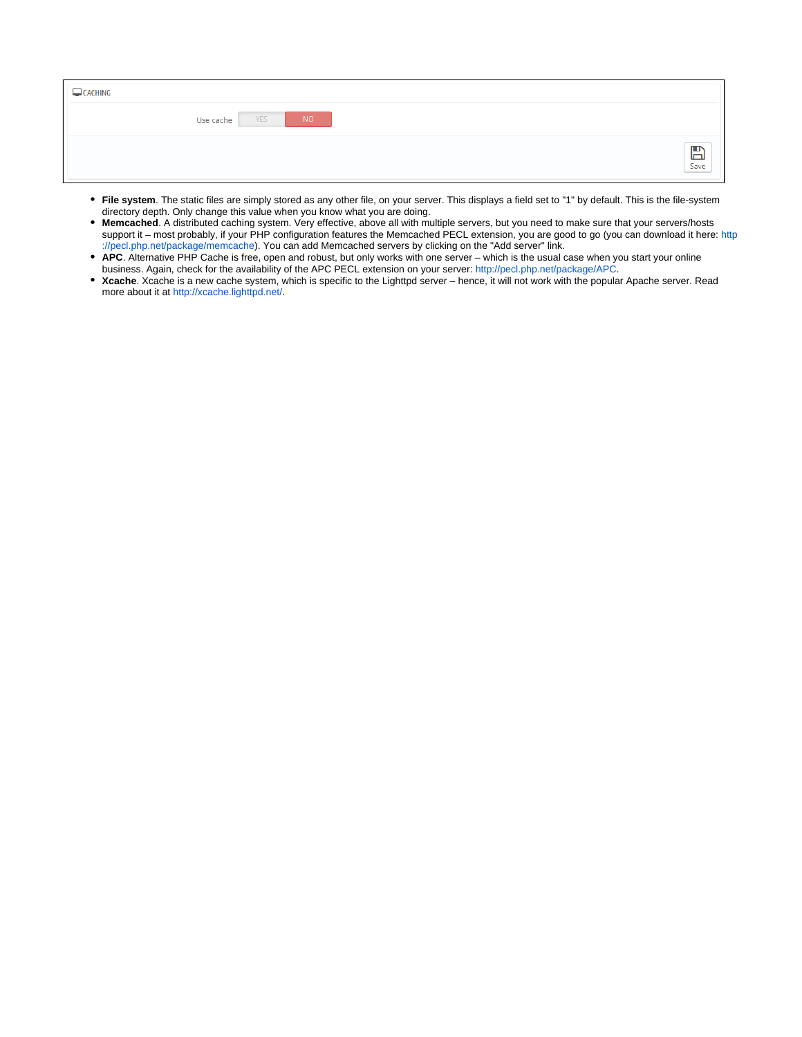- **File system**. The static files are simply stored as any other file, on your server. This displays a field set to "1" by default. This is the file-system directory depth. Only change this value when you know what you are doing.
- **Memcached**. A distributed caching system. Very effective, above all with multiple servers, but you need to make sure that your servers/hosts support it – most probably, if your PHP configuration features the Memcached PECL extension, you are good to go (you can download it here: http://pecl.php.net/package/memcache). You can add Memcached servers by clicking on the "Add server" link.
- **APC**. Alternative PHP Cache is free, open and robust, but only works with one server – which is the usual case when you start your online business. Again, check for the availability of the APC PECL extension on your server: http://pecl.php.net/package/APC.
- **Xcache**. Xcache is a new cache system, which is specific to the Lighttpd server – hence, it will not work with the popular Apache server. Read more about it at http://xcache.lighttpd.net/.